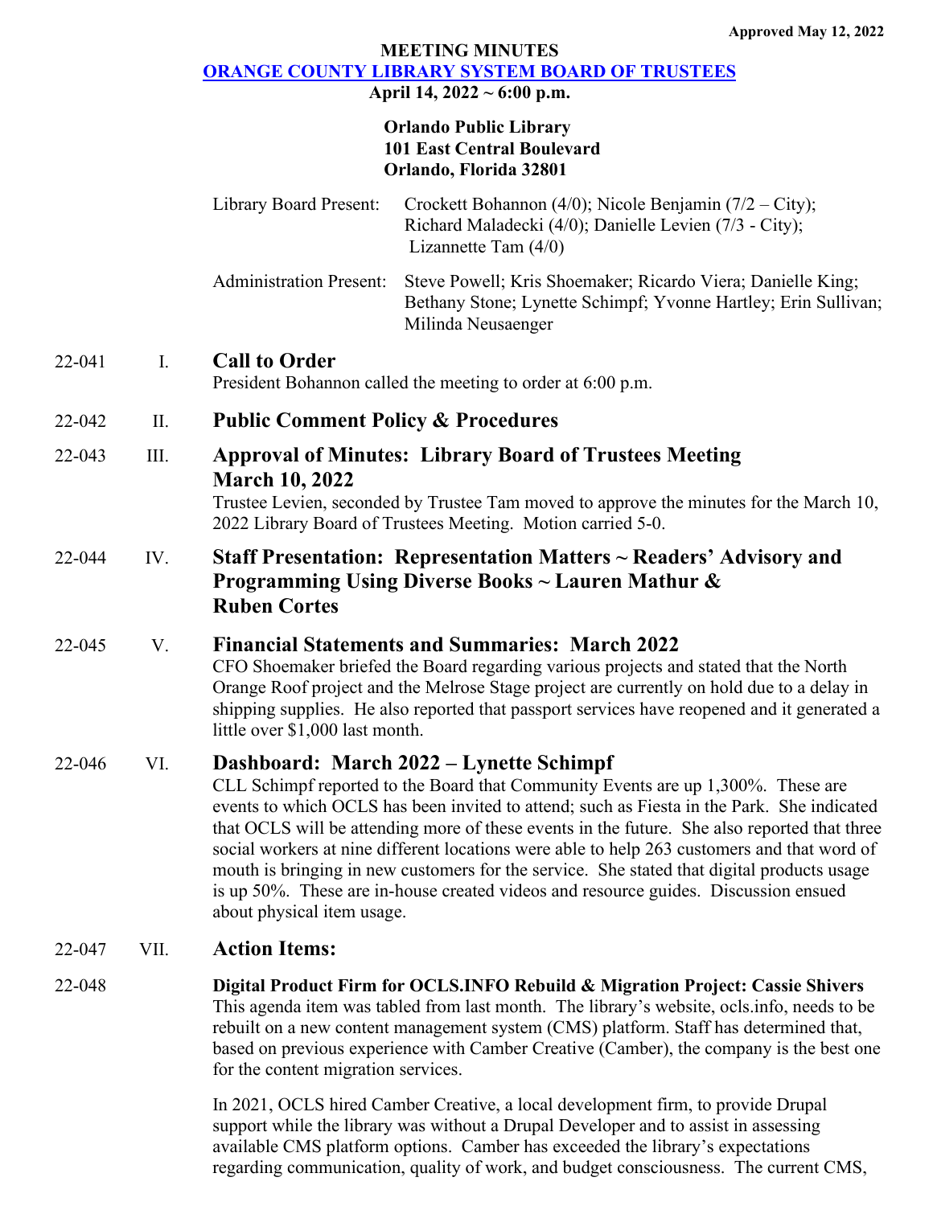**Approved May 12, 2022**

**MEETING MINUTES**

**[ORANGE COUNTY LIBRARY SYSTEM BOARD OF TRUSTEES]**

**April 14, 2022 ~ 6:00 p.m.**

**Orlando Public Library**
**101 East Central Boulevard**
**Orlando, Florida 32801**

Library Board Present: Crockett Bohannon (4/0); Nicole Benjamin (7/2 – City); Richard Maladecki (4/0); Danielle Levien (7/3 - City); Lizannette Tam (4/0)

Administration Present: Steve Powell; Kris Shoemaker; Ricardo Viera; Danielle King; Bethany Stone; Lynette Schimpf; Yvonne Hartley; Erin Sullivan; Milinda Neusaenger

22-041 I. **Call to Order**

President Bohannon called the meeting to order at 6:00 p.m.

22-042 II. **Public Comment Policy & Procedures**

22-043 III. **Approval of Minutes: Library Board of Trustees Meeting March 10, 2022**

Trustee Levien, seconded by Trustee Tam moved to approve the minutes for the March 10, 2022 Library Board of Trustees Meeting. Motion carried 5-0.

22-044 IV. **Staff Presentation: Representation Matters ~ Readers' Advisory and Programming Using Diverse Books ~ Lauren Mathur & Ruben Cortes**

22-045 V. **Financial Statements and Summaries: March 2022**

CFO Shoemaker briefed the Board regarding various projects and stated that the North Orange Roof project and the Melrose Stage project are currently on hold due to a delay in shipping supplies. He also reported that passport services have reopened and it generated a little over $1,000 last month.

22-046 VI. **Dashboard: March 2022 – Lynette Schimpf**

CLL Schimpf reported to the Board that Community Events are up 1,300%. These are events to which OCLS has been invited to attend; such as Fiesta in the Park. She indicated that OCLS will be attending more of these events in the future. She also reported that three social workers at nine different locations were able to help 263 customers and that word of mouth is bringing in new customers for the service. She stated that digital products usage is up 50%. These are in-house created videos and resource guides. Discussion ensued about physical item usage.

22-047 VII. **Action Items:**

22-048 **Digital Product Firm for OCLS.INFO Rebuild & Migration Project: Cassie Shivers**

This agenda item was tabled from last month. The library's website, ocls.info, needs to be rebuilt on a new content management system (CMS) platform. Staff has determined that, based on previous experience with Camber Creative (Camber), the company is the best one for the content migration services.

In 2021, OCLS hired Camber Creative, a local development firm, to provide Drupal support while the library was without a Drupal Developer and to assist in assessing available CMS platform options. Camber has exceeded the library's expectations regarding communication, quality of work, and budget consciousness. The current CMS,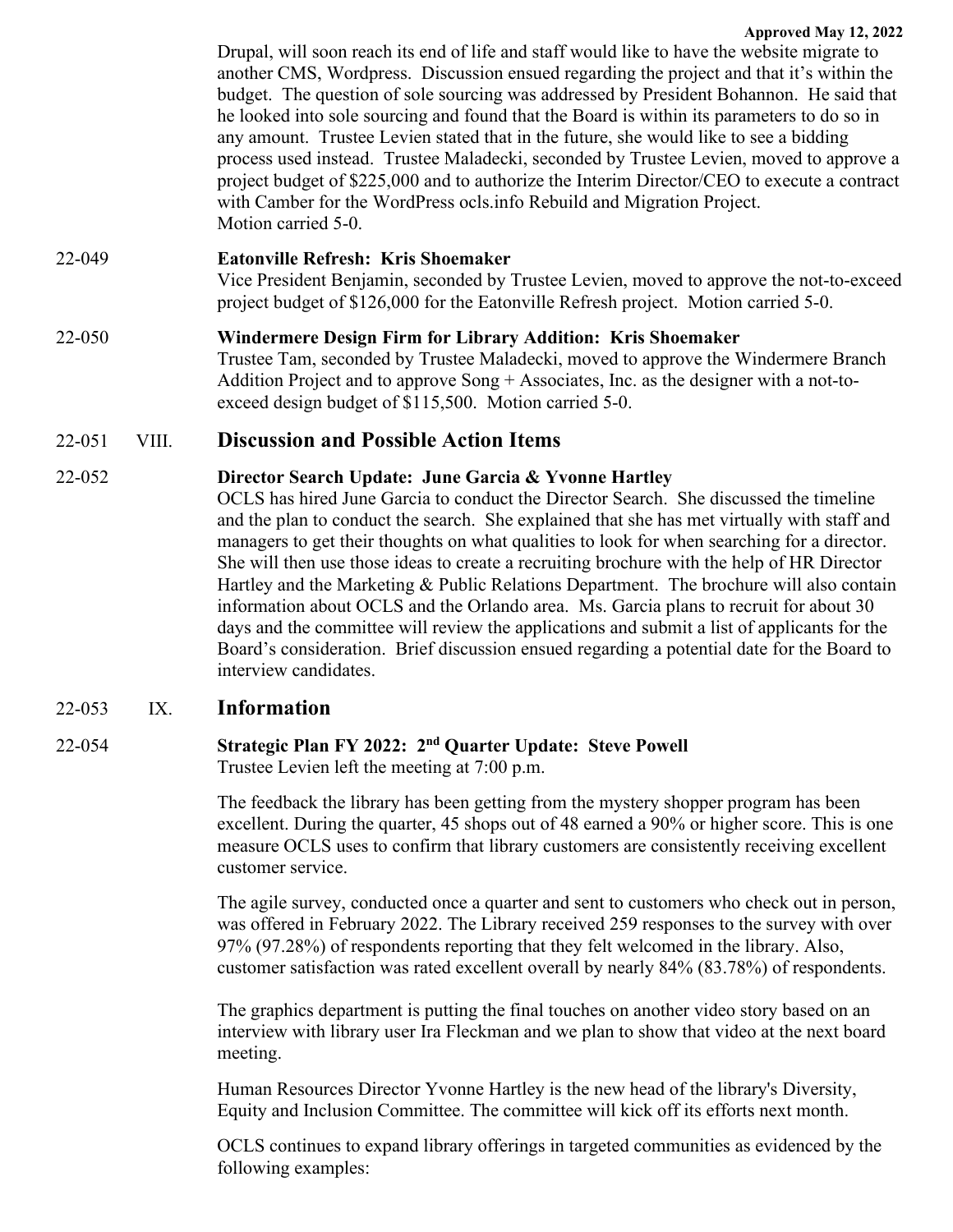Drupal, will soon reach its end of life and staff would like to have the website migrate to another CMS, Wordpress. Discussion ensued regarding the project and that it's within the budget. The question of sole sourcing was addressed by President Bohannon. He said that he looked into sole sourcing and found that the Board is within its parameters to do so in any amount. Trustee Levien stated that in the future, she would like to see a bidding process used instead. Trustee Maladecki, seconded by Trustee Levien, moved to approve a project budget of $225,000 and to authorize the Interim Director/CEO to execute a contract with Camber for the WordPress ocls.info Rebuild and Migration Project.
Motion carried 5-0.

22-049 **Eatonville Refresh: Kris Shoemaker**

Vice President Benjamin, seconded by Trustee Levien, moved to approve the not-to-exceed project budget of $126,000 for the Eatonville Refresh project. Motion carried 5-0.

22-050 **Windermere Design Firm for Library Addition: Kris Shoemaker**

Trustee Tam, seconded by Trustee Maladecki, moved to approve the Windermere Branch Addition Project and to approve Song + Associates, Inc. as the designer with a not-to-exceed design budget of $115,500. Motion carried 5-0.

## 22-051 VIII. Discussion and Possible Action Items

22-052 **Director Search Update: June Garcia & Yvonne Hartley**

OCLS has hired June Garcia to conduct the Director Search. She discussed the timeline and the plan to conduct the search. She explained that she has met virtually with staff and managers to get their thoughts on what qualities to look for when searching for a director. She will then use those ideas to create a recruiting brochure with the help of HR Director Hartley and the Marketing & Public Relations Department. The brochure will also contain information about OCLS and the Orlando area. Ms. Garcia plans to recruit for about 30 days and the committee will review the applications and submit a list of applicants for the Board's consideration. Brief discussion ensued regarding a potential date for the Board to interview candidates.

## 22-053 IX. Information

22-054 **Strategic Plan FY 2022: 2nd Quarter Update: Steve Powell**

Trustee Levien left the meeting at 7:00 p.m.

The feedback the library has been getting from the mystery shopper program has been excellent. During the quarter, 45 shops out of 48 earned a 90% or higher score. This is one measure OCLS uses to confirm that library customers are consistently receiving excellent customer service.

The agile survey, conducted once a quarter and sent to customers who check out in person, was offered in February 2022. The Library received 259 responses to the survey with over 97% (97.28%) of respondents reporting that they felt welcomed in the library. Also, customer satisfaction was rated excellent overall by nearly 84% (83.78%) of respondents.

The graphics department is putting the final touches on another video story based on an interview with library user Ira Fleckman and we plan to show that video at the next board meeting.

Human Resources Director Yvonne Hartley is the new head of the library's Diversity, Equity and Inclusion Committee. The committee will kick off its efforts next month.

OCLS continues to expand library offerings in targeted communities as evidenced by the following examples: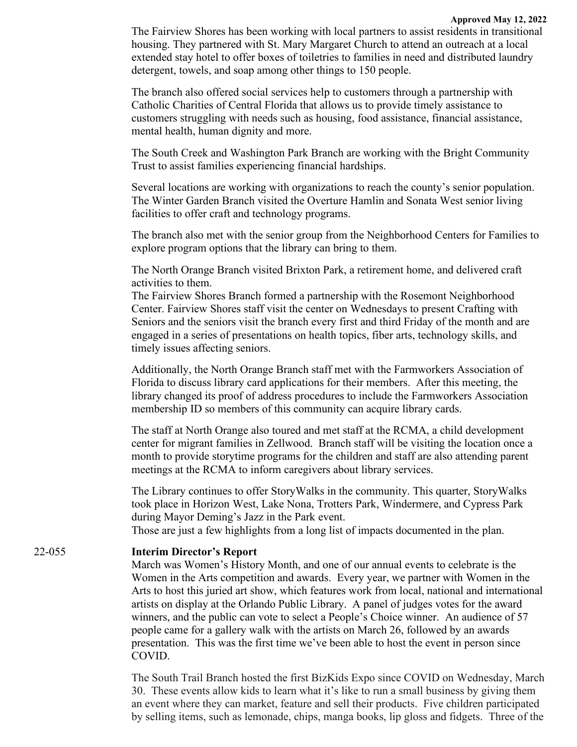The Fairview Shores has been working with local partners to assist residents in transitional housing. They partnered with St. Mary Margaret Church to attend an outreach at a local extended stay hotel to offer boxes of toiletries to families in need and distributed laundry detergent, towels, and soap among other things to 150 people.

The branch also offered social services help to customers through a partnership with Catholic Charities of Central Florida that allows us to provide timely assistance to customers struggling with needs such as housing, food assistance, financial assistance, mental health, human dignity and more.

The South Creek and Washington Park Branch are working with the Bright Community Trust to assist families experiencing financial hardships.

Several locations are working with organizations to reach the county's senior population. The Winter Garden Branch visited the Overture Hamlin and Sonata West senior living facilities to offer craft and technology programs.

The branch also met with the senior group from the Neighborhood Centers for Families to explore program options that the library can bring to them.

The North Orange Branch visited Brixton Park, a retirement home, and delivered craft activities to them.
The Fairview Shores Branch formed a partnership with the Rosemont Neighborhood Center. Fairview Shores staff visit the center on Wednesdays to present Crafting with Seniors and the seniors visit the branch every first and third Friday of the month and are engaged in a series of presentations on health topics, fiber arts, technology skills, and timely issues affecting seniors.

Additionally, the North Orange Branch staff met with the Farmworkers Association of Florida to discuss library card applications for their members. After this meeting, the library changed its proof of address procedures to include the Farmworkers Association membership ID so members of this community can acquire library cards.

The staff at North Orange also toured and met staff at the RCMA, a child development center for migrant families in Zellwood. Branch staff will be visiting the location once a month to provide storytime programs for the children and staff are also attending parent meetings at the RCMA to inform caregivers about library services.

The Library continues to offer StoryWalks in the community. This quarter, StoryWalks took place in Horizon West, Lake Nona, Trotters Park, Windermere, and Cypress Park during Mayor Deming's Jazz in the Park event.
Those are just a few highlights from a long list of impacts documented in the plan.

22-055 **Interim Director's Report**

March was Women's History Month, and one of our annual events to celebrate is the Women in the Arts competition and awards. Every year, we partner with Women in the Arts to host this juried art show, which features work from local, national and international artists on display at the Orlando Public Library. A panel of judges votes for the award winners, and the public can vote to select a People's Choice winner. An audience of 57 people came for a gallery walk with the artists on March 26, followed by an awards presentation. This was the first time we've been able to host the event in person since COVID.

The South Trail Branch hosted the first BizKids Expo since COVID on Wednesday, March 30. These events allow kids to learn what it's like to run a small business by giving them an event where they can market, feature and sell their products. Five children participated by selling items, such as lemonade, chips, manga books, lip gloss and fidgets. Three of the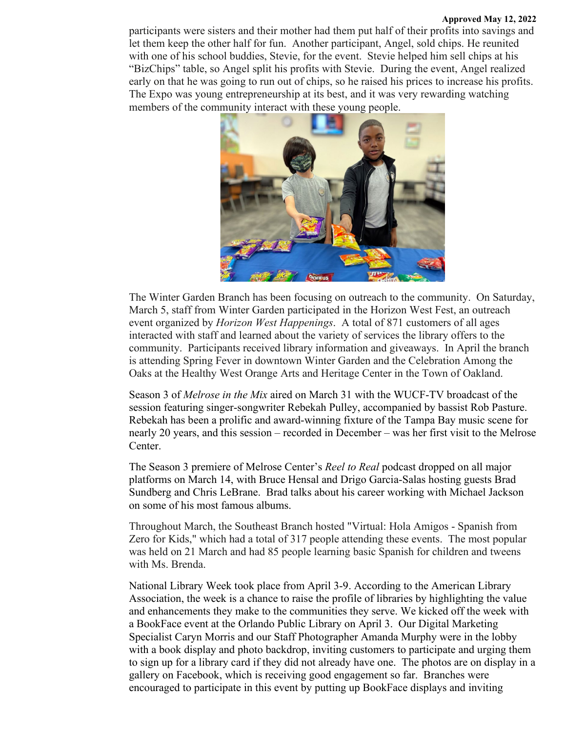participants were sisters and their mother had them put half of their profits into savings and let them keep the other half for fun. Another participant, Angel, sold chips. He reunited with one of his school buddies, Stevie, for the event. Stevie helped him sell chips at his "BizChips" table, so Angel split his profits with Stevie. During the event, Angel realized early on that he was going to run out of chips, so he raised his prices to increase his profits. The Expo was young entrepreneurship at its best, and it was very rewarding watching members of the community interact with these young people.

The Winter Garden Branch has been focusing on outreach to the community. On Saturday, March 5, staff from Winter Garden participated in the Horizon West Fest, an outreach event organized by *Horizon West Happenings*. A total of 871 customers of all ages interacted with staff and learned about the variety of services the library offers to the community. Participants received library information and giveaways. In April the branch is attending Spring Fever in downtown Winter Garden and the Celebration Among the Oaks at the Healthy West Orange Arts and Heritage Center in the Town of Oakland.

Season 3 of *Melrose in the Mix* aired on March 31 with the WUCF-TV broadcast of the session featuring singer-songwriter Rebekah Pulley, accompanied by bassist Rob Pasture. Rebekah has been a prolific and award-winning fixture of the Tampa Bay music scene for nearly 20 years, and this session – recorded in December – was her first visit to the Melrose Center.

The Season 3 premiere of Melrose Center's *Reel to Real* podcast dropped on all major platforms on March 14, with Bruce Hensal and Drigo Garcia-Salas hosting guests Brad Sundberg and Chris LeBrane. Brad talks about his career working with Michael Jackson on some of his most famous albums.

Throughout March, the Southeast Branch hosted "Virtual: Hola Amigos - Spanish from Zero for Kids," which had a total of 317 people attending these events. The most popular was held on 21 March and had 85 people learning basic Spanish for children and tweens with Ms. Brenda.

National Library Week took place from April 3-9. According to the American Library Association, the week is a chance to raise the profile of libraries by highlighting the value and enhancements they make to the communities they serve. We kicked off the week with a BookFace event at the Orlando Public Library on April 3. Our Digital Marketing Specialist Caryn Morris and our Staff Photographer Amanda Murphy were in the lobby with a book display and photo backdrop, inviting customers to participate and urging them to sign up for a library card if they did not already have one. The photos are on display in a gallery on Facebook, which is receiving good engagement so far. Branches were encouraged to participate in this event by putting up BookFace displays and inviting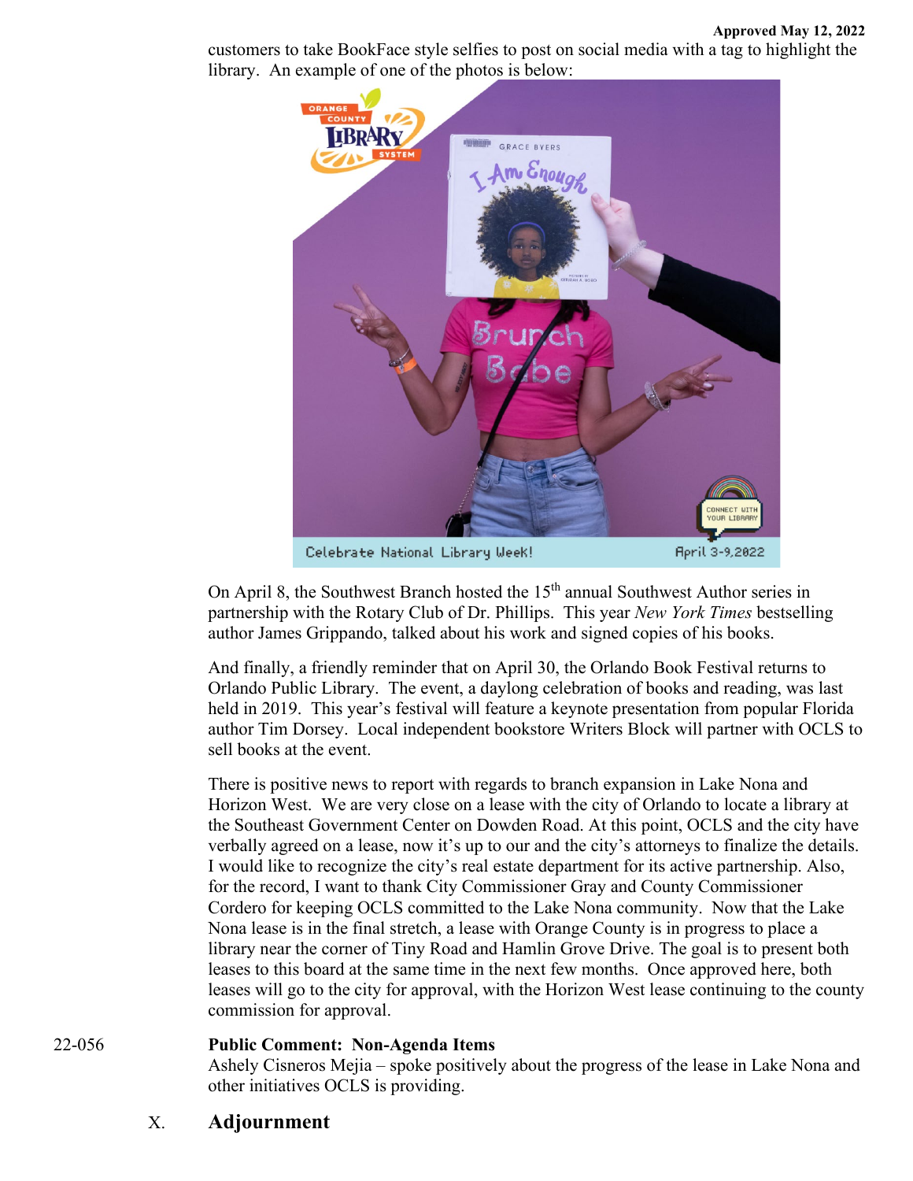customers to take BookFace style selfies to post on social media with a tag to highlight the library. An example of one of the photos is below:

On April 8, the Southwest Branch hosted the 15th annual Southwest Author series in partnership with the Rotary Club of Dr. Phillips. This year *New York Times* bestselling author James Grippando, talked about his work and signed copies of his books.

And finally, a friendly reminder that on April 30, the Orlando Book Festival returns to Orlando Public Library. The event, a daylong celebration of books and reading, was last held in 2019. This year's festival will feature a keynote presentation from popular Florida author Tim Dorsey. Local independent bookstore Writers Block will partner with OCLS to sell books at the event.

There is positive news to report with regards to branch expansion in Lake Nona and Horizon West. We are very close on a lease with the city of Orlando to locate a library at the Southeast Government Center on Dowden Road. At this point, OCLS and the city have verbally agreed on a lease, now it's up to our and the city's attorneys to finalize the details. I would like to recognize the city's real estate department for its active partnership. Also, for the record, I want to thank City Commissioner Gray and County Commissioner Cordero for keeping OCLS committed to the Lake Nona community. Now that the Lake Nona lease is in the final stretch, a lease with Orange County is in progress to place a library near the corner of Tiny Road and Hamlin Grove Drive. The goal is to present both leases to this board at the same time in the next few months. Once approved here, both leases will go to the city for approval, with the Horizon West lease continuing to the county commission for approval.

22-056 **Public Comment: Non-Agenda Items**

Ashely Cisneros Mejia – spoke positively about the progress of the lease in Lake Nona and other initiatives OCLS is providing.

## X. Adjournment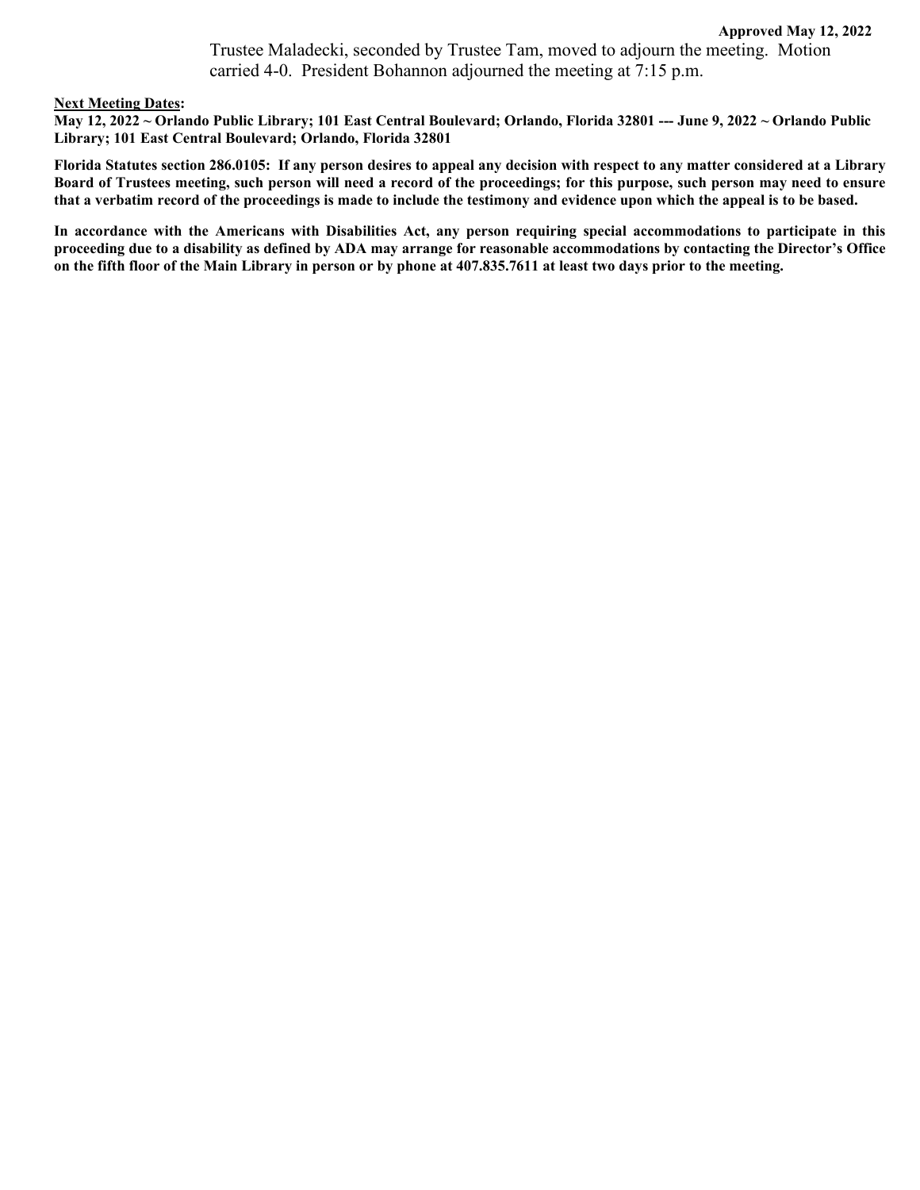Trustee Maladecki, seconded by Trustee Tam, moved to adjourn the meeting. Motion carried 4-0. President Bohannon adjourned the meeting at 7:15 p.m.

**Next Meeting Dates:**

**May 12, 2022 ~ Orlando Public Library; 101 East Central Boulevard; Orlando, Florida 32801 --- June 9, 2022 ~ Orlando Public Library; 101 East Central Boulevard; Orlando, Florida 32801**

**Florida Statutes section 286.0105: If any person desires to appeal any decision with respect to any matter considered at a Library Board of Trustees meeting, such person will need a record of the proceedings; for this purpose, such person may need to ensure that a verbatim record of the proceedings is made to include the testimony and evidence upon which the appeal is to be based.**

**In accordance with the Americans with Disabilities Act, any person requiring special accommodations to participate in this proceeding due to a disability as defined by ADA may arrange for reasonable accommodations by contacting the Director's Office on the fifth floor of the Main Library in person or by phone at 407.835.7611 at least two days prior to the meeting.**